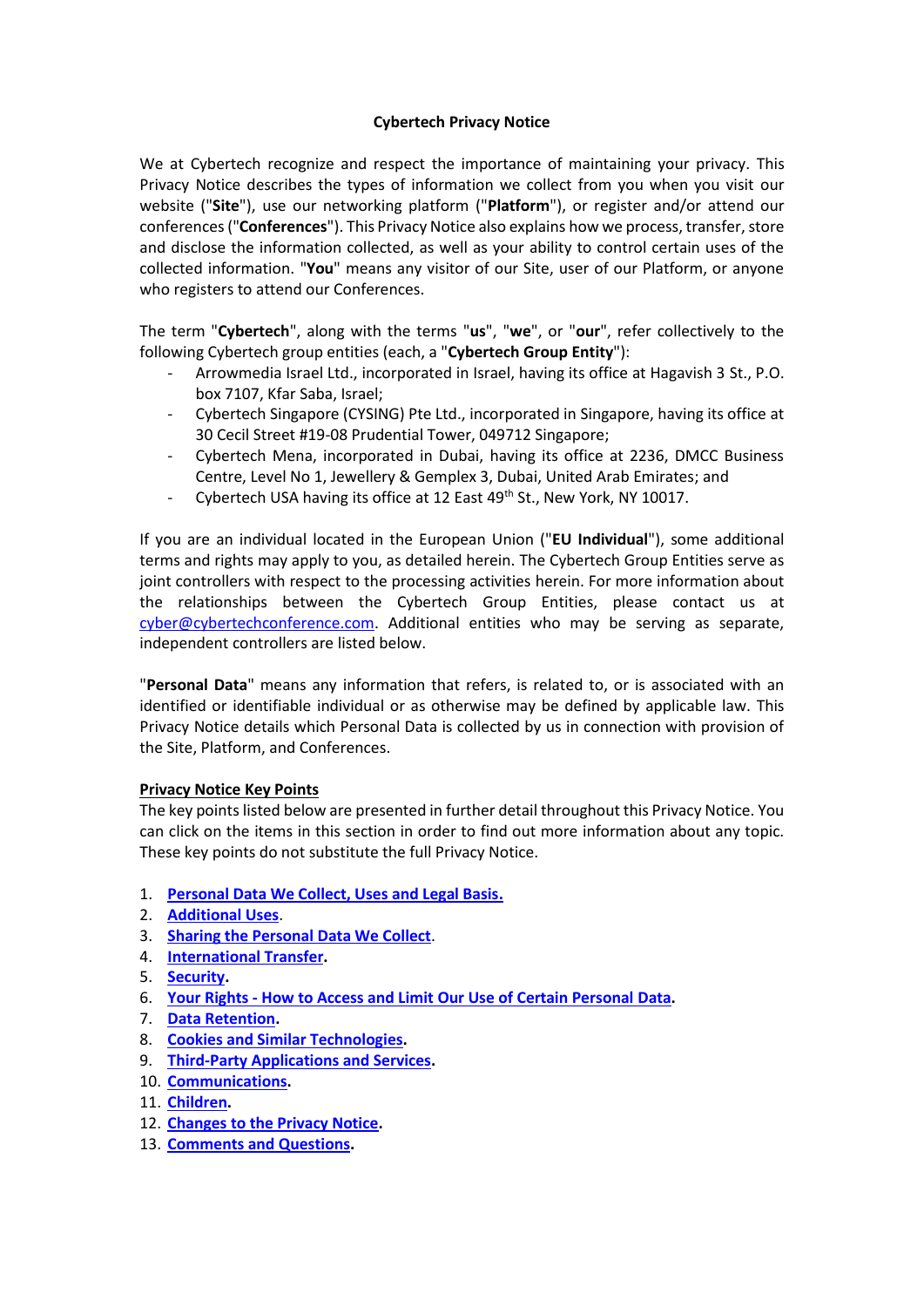# Cybertech Privacy Notice

We at Cybertech recognize and respect the importance of maintaining your privacy. This Privacy Notice describes the types of information we collect from you when you visit our website ("**Site**"), use our networking platform ("**Platform**"), or register and/or attend our conferences ("**Conferences**"). This Privacy Notice also explains how we process, transfer, store and disclose the information collected, as well as your ability to control certain uses of the collected information. "**You**" means any visitor of our Site, user of our Platform, or anyone who registers to attend our Conferences.

The term "**Cybertech**", along with the terms "**us**", "**we**", or "**our**", refer collectively to the following Cybertech group entities (each, a "**Cybertech Group Entity**"):

- Arrowmedia Israel Ltd., incorporated in Israel, having its office at Hagavish 3 St., P.O. box 7107, Kfar Saba, Israel;
- Cybertech Singapore (CYSING) Pte Ltd., incorporated in Singapore, having its office at 30 Cecil Street #19-08 Prudential Tower, 049712 Singapore;
- Cybertech Mena, incorporated in Dubai, having its office at 2236, DMCC Business Centre, Level No 1, Jewellery & Gemplex 3, Dubai, United Arab Emirates; and
- Cybertech USA having its office at 12 East 49th St., New York, NY 10017.

If you are an individual located in the European Union ("**EU Individual**"), some additional terms and rights may apply to you, as detailed herein. The Cybertech Group Entities serve as joint controllers with respect to the processing activities herein. For more information about the relationships between the Cybertech Group Entities, please contact us at cyber@cybertechconference.com. Additional entities who may be serving as separate, independent controllers are listed below.

"**Personal Data**" means any information that refers, is related to, or is associated with an identified or identifiable individual or as otherwise may be defined by applicable law. This Privacy Notice details which Personal Data is collected by us in connection with provision of the Site, Platform, and Conferences.

## Privacy Notice Key Points

The key points listed below are presented in further detail throughout this Privacy Notice. You can click on the items in this section in order to find out more information about any topic. These key points do not substitute the full Privacy Notice.

1. **Personal Data We Collect, Uses and Legal Basis.**
2. **Additional Uses**.
3. **Sharing the Personal Data We Collect**.
4. **International Transfer.**
5. **Security.**
6. **Your Rights - How to Access and Limit Our Use of Certain Personal Data.**
7. **Data Retention.**
8. **Cookies and Similar Technologies.**
9. **Third-Party Applications and Services.**
10. **Communications.**
11. **Children.**
12. **Changes to the Privacy Notice.**
13. **Comments and Questions.**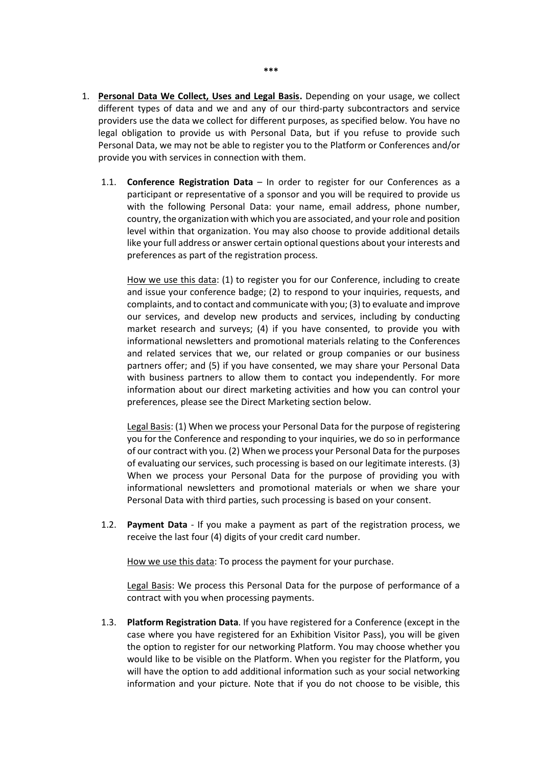\*\*\*

1. **Personal Data We Collect, Uses and Legal Basis.** Depending on your usage, we collect different types of data and we and any of our third-party subcontractors and service providers use the data we collect for different purposes, as specified below. You have no legal obligation to provide us with Personal Data, but if you refuse to provide such Personal Data, we may not be able to register you to the Platform or Conferences and/or provide you with services in connection with them.

   1.1. **Conference Registration Data** – In order to register for our Conferences as a participant or representative of a sponsor and you will be required to provide us with the following Personal Data: your name, email address, phone number, country, the organization with which you are associated, and your role and position level within that organization. You may also choose to provide additional details like your full address or answer certain optional questions about your interests and preferences as part of the registration process.

   How we use this data: (1) to register you for our Conference, including to create and issue your conference badge; (2) to respond to your inquiries, requests, and complaints, and to contact and communicate with you; (3) to evaluate and improve our services, and develop new products and services, including by conducting market research and surveys; (4) if you have consented, to provide you with informational newsletters and promotional materials relating to the Conferences and related services that we, our related or group companies or our business partners offer; and (5) if you have consented, we may share your Personal Data with business partners to allow them to contact you independently. For more information about our direct marketing activities and how you can control your preferences, please see the Direct Marketing section below.

   Legal Basis: (1) When we process your Personal Data for the purpose of registering you for the Conference and responding to your inquiries, we do so in performance of our contract with you. (2) When we process your Personal Data for the purposes of evaluating our services, such processing is based on our legitimate interests. (3) When we process your Personal Data for the purpose of providing you with informational newsletters and promotional materials or when we share your Personal Data with third parties, such processing is based on your consent.

   1.2. **Payment Data** - If you make a payment as part of the registration process, we receive the last four (4) digits of your credit card number.

   How we use this data: To process the payment for your purchase.

   Legal Basis: We process this Personal Data for the purpose of performance of a contract with you when processing payments.

   1.3. **Platform Registration Data**. If you have registered for a Conference (except in the case where you have registered for an Exhibition Visitor Pass), you will be given the option to register for our networking Platform. You may choose whether you would like to be visible on the Platform. When you register for the Platform, you will have the option to add additional information such as your social networking information and your picture. Note that if you do not choose to be visible, this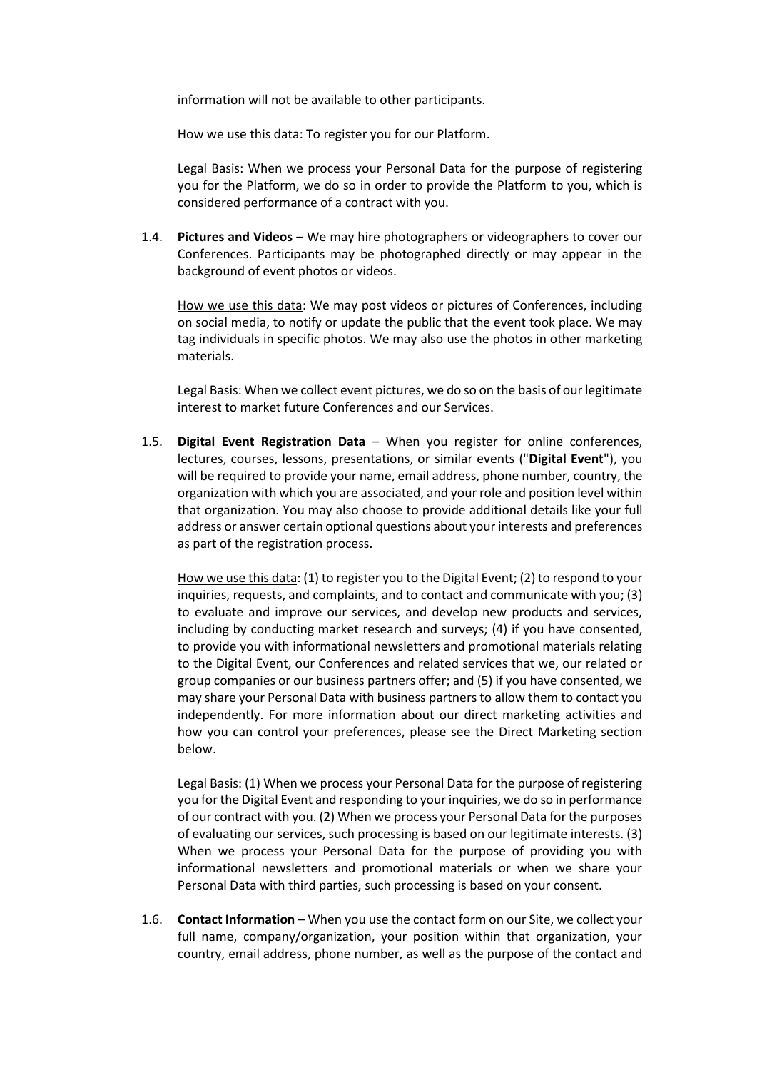information will not be available to other participants.

How we use this data: To register you for our Platform.

Legal Basis: When we process your Personal Data for the purpose of registering you for the Platform, we do so in order to provide the Platform to you, which is considered performance of a contract with you.

1.4. **Pictures and Videos** – We may hire photographers or videographers to cover our Conferences. Participants may be photographed directly or may appear in the background of event photos or videos.

How we use this data: We may post videos or pictures of Conferences, including on social media, to notify or update the public that the event took place. We may tag individuals in specific photos. We may also use the photos in other marketing materials.

Legal Basis: When we collect event pictures, we do so on the basis of our legitimate interest to market future Conferences and our Services.

1.5. **Digital Event Registration Data** – When you register for online conferences, lectures, courses, lessons, presentations, or similar events ("**Digital Event**"), you will be required to provide your name, email address, phone number, country, the organization with which you are associated, and your role and position level within that organization. You may also choose to provide additional details like your full address or answer certain optional questions about your interests and preferences as part of the registration process.

How we use this data: (1) to register you to the Digital Event; (2) to respond to your inquiries, requests, and complaints, and to contact and communicate with you; (3) to evaluate and improve our services, and develop new products and services, including by conducting market research and surveys; (4) if you have consented, to provide you with informational newsletters and promotional materials relating to the Digital Event, our Conferences and related services that we, our related or group companies or our business partners offer; and (5) if you have consented, we may share your Personal Data with business partners to allow them to contact you independently. For more information about our direct marketing activities and how you can control your preferences, please see the Direct Marketing section below.

Legal Basis: (1) When we process your Personal Data for the purpose of registering you for the Digital Event and responding to your inquiries, we do so in performance of our contract with you. (2) When we process your Personal Data for the purposes of evaluating our services, such processing is based on our legitimate interests. (3) When we process your Personal Data for the purpose of providing you with informational newsletters and promotional materials or when we share your Personal Data with third parties, such processing is based on your consent.

1.6. **Contact Information** – When you use the contact form on our Site, we collect your full name, company/organization, your position within that organization, your country, email address, phone number, as well as the purpose of the contact and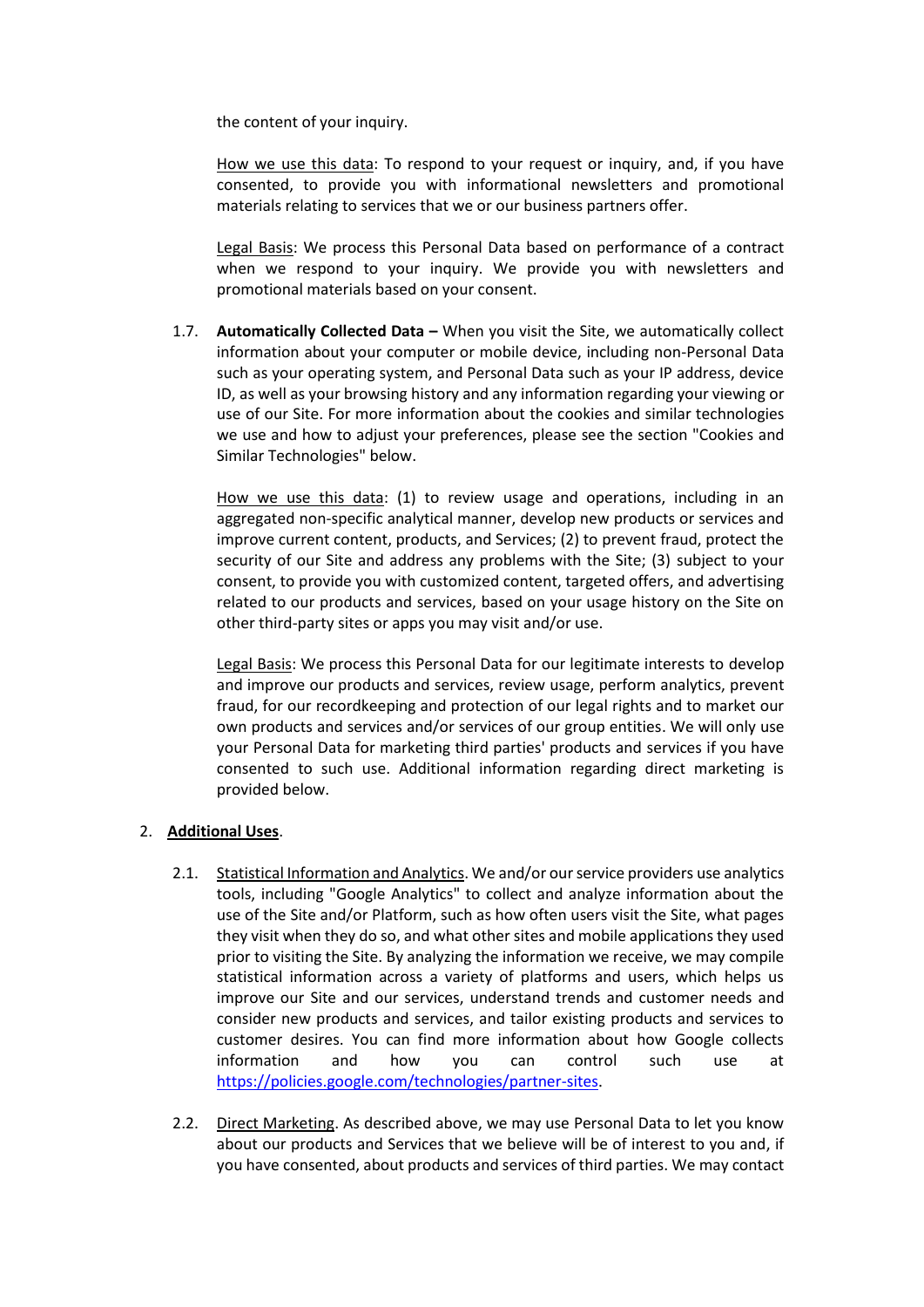the content of your inquiry.

How we use this data: To respond to your request or inquiry, and, if you have consented, to provide you with informational newsletters and promotional materials relating to services that we or our business partners offer.

Legal Basis: We process this Personal Data based on performance of a contract when we respond to your inquiry. We provide you with newsletters and promotional materials based on your consent.

1.7. **Automatically Collected Data –** When you visit the Site, we automatically collect information about your computer or mobile device, including non-Personal Data such as your operating system, and Personal Data such as your IP address, device ID, as well as your browsing history and any information regarding your viewing or use of our Site. For more information about the cookies and similar technologies we use and how to adjust your preferences, please see the section "Cookies and Similar Technologies" below.

How we use this data: (1) to review usage and operations, including in an aggregated non-specific analytical manner, develop new products or services and improve current content, products, and Services; (2) to prevent fraud, protect the security of our Site and address any problems with the Site; (3) subject to your consent, to provide you with customized content, targeted offers, and advertising related to our products and services, based on your usage history on the Site on other third-party sites or apps you may visit and/or use.

Legal Basis: We process this Personal Data for our legitimate interests to develop and improve our products and services, review usage, perform analytics, prevent fraud, for our recordkeeping and protection of our legal rights and to market our own products and services and/or services of our group entities. We will only use your Personal Data for marketing third parties' products and services if you have consented to such use. Additional information regarding direct marketing is provided below.

2. **Additional Uses**.

2.1. Statistical Information and Analytics. We and/or our service providers use analytics tools, including "Google Analytics" to collect and analyze information about the use of the Site and/or Platform, such as how often users visit the Site, what pages they visit when they do so, and what other sites and mobile applications they used prior to visiting the Site. By analyzing the information we receive, we may compile statistical information across a variety of platforms and users, which helps us improve our Site and our services, understand trends and customer needs and consider new products and services, and tailor existing products and services to customer desires. You can find more information about how Google collects information and how you can control such use at https://policies.google.com/technologies/partner-sites.

2.2. Direct Marketing. As described above, we may use Personal Data to let you know about our products and Services that we believe will be of interest to you and, if you have consented, about products and services of third parties. We may contact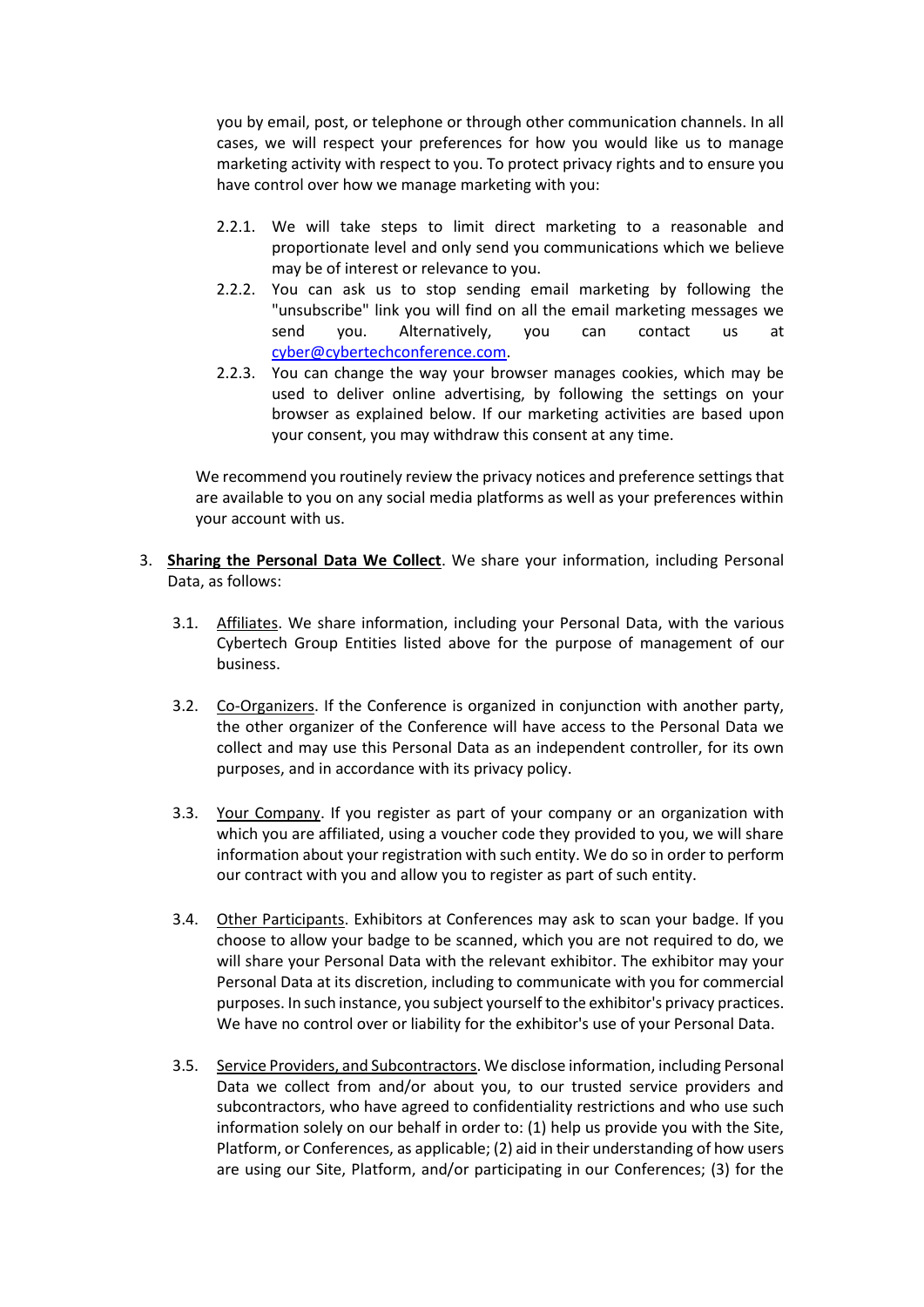you by email, post, or telephone or through other communication channels. In all cases, we will respect your preferences for how you would like us to manage marketing activity with respect to you. To protect privacy rights and to ensure you have control over how we manage marketing with you:

- 2.2.1. We will take steps to limit direct marketing to a reasonable and proportionate level and only send you communications which we believe may be of interest or relevance to you.
- 2.2.2. You can ask us to stop sending email marketing by following the "unsubscribe" link you will find on all the email marketing messages we send you. Alternatively, you can contact us at cyber@cybertechconference.com.
- 2.2.3. You can change the way your browser manages cookies, which may be used to deliver online advertising, by following the settings on your browser as explained below. If our marketing activities are based upon your consent, you may withdraw this consent at any time.

We recommend you routinely review the privacy notices and preference settings that are available to you on any social media platforms as well as your preferences within your account with us.

3. **Sharing the Personal Data We Collect**. We share your information, including Personal Data, as follows:

3.1. Affiliates. We share information, including your Personal Data, with the various Cybertech Group Entities listed above for the purpose of management of our business.

3.2. Co-Organizers. If the Conference is organized in conjunction with another party, the other organizer of the Conference will have access to the Personal Data we collect and may use this Personal Data as an independent controller, for its own purposes, and in accordance with its privacy policy.

3.3. Your Company. If you register as part of your company or an organization with which you are affiliated, using a voucher code they provided to you, we will share information about your registration with such entity. We do so in order to perform our contract with you and allow you to register as part of such entity.

3.4. Other Participants. Exhibitors at Conferences may ask to scan your badge. If you choose to allow your badge to be scanned, which you are not required to do, we will share your Personal Data with the relevant exhibitor. The exhibitor may your Personal Data at its discretion, including to communicate with you for commercial purposes. In such instance, you subject yourself to the exhibitor's privacy practices. We have no control over or liability for the exhibitor's use of your Personal Data.

3.5. Service Providers, and Subcontractors. We disclose information, including Personal Data we collect from and/or about you, to our trusted service providers and subcontractors, who have agreed to confidentiality restrictions and who use such information solely on our behalf in order to: (1) help us provide you with the Site, Platform, or Conferences, as applicable; (2) aid in their understanding of how users are using our Site, Platform, and/or participating in our Conferences; (3) for the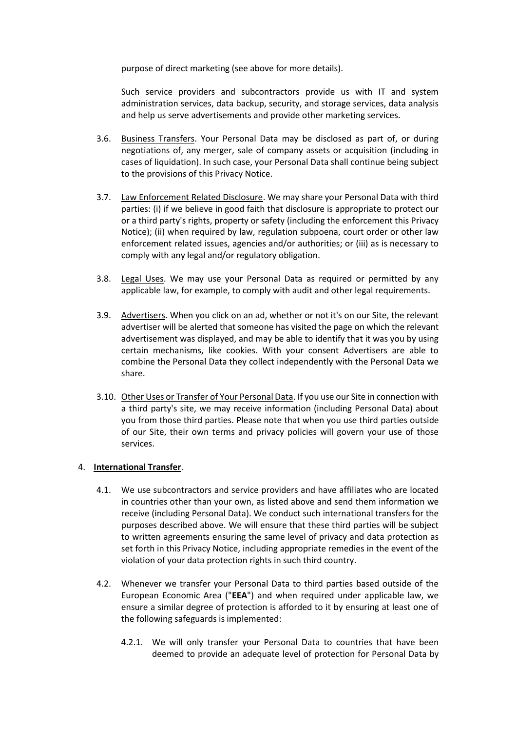purpose of direct marketing (see above for more details).

Such service providers and subcontractors provide us with IT and system administration services, data backup, security, and storage services, data analysis and help us serve advertisements and provide other marketing services.

3.6. Business Transfers. Your Personal Data may be disclosed as part of, or during negotiations of, any merger, sale of company assets or acquisition (including in cases of liquidation). In such case, your Personal Data shall continue being subject to the provisions of this Privacy Notice.

3.7. Law Enforcement Related Disclosure. We may share your Personal Data with third parties: (i) if we believe in good faith that disclosure is appropriate to protect our or a third party's rights, property or safety (including the enforcement this Privacy Notice); (ii) when required by law, regulation subpoena, court order or other law enforcement related issues, agencies and/or authorities; or (iii) as is necessary to comply with any legal and/or regulatory obligation.

3.8. Legal Uses. We may use your Personal Data as required or permitted by any applicable law, for example, to comply with audit and other legal requirements.

3.9. Advertisers. When you click on an ad, whether or not it's on our Site, the relevant advertiser will be alerted that someone has visited the page on which the relevant advertisement was displayed, and may be able to identify that it was you by using certain mechanisms, like cookies. With your consent Advertisers are able to combine the Personal Data they collect independently with the Personal Data we share.

3.10. Other Uses or Transfer of Your Personal Data. If you use our Site in connection with a third party's site, we may receive information (including Personal Data) about you from those third parties. Please note that when you use third parties outside of our Site, their own terms and privacy policies will govern your use of those services.

4. **International Transfer**.

4.1. We use subcontractors and service providers and have affiliates who are located in countries other than your own, as listed above and send them information we receive (including Personal Data). We conduct such international transfers for the purposes described above. We will ensure that these third parties will be subject to written agreements ensuring the same level of privacy and data protection as set forth in this Privacy Notice, including appropriate remedies in the event of the violation of your data protection rights in such third country.

4.2. Whenever we transfer your Personal Data to third parties based outside of the European Economic Area ("**EEA**") and when required under applicable law, we ensure a similar degree of protection is afforded to it by ensuring at least one of the following safeguards is implemented:

4.2.1. We will only transfer your Personal Data to countries that have been deemed to provide an adequate level of protection for Personal Data by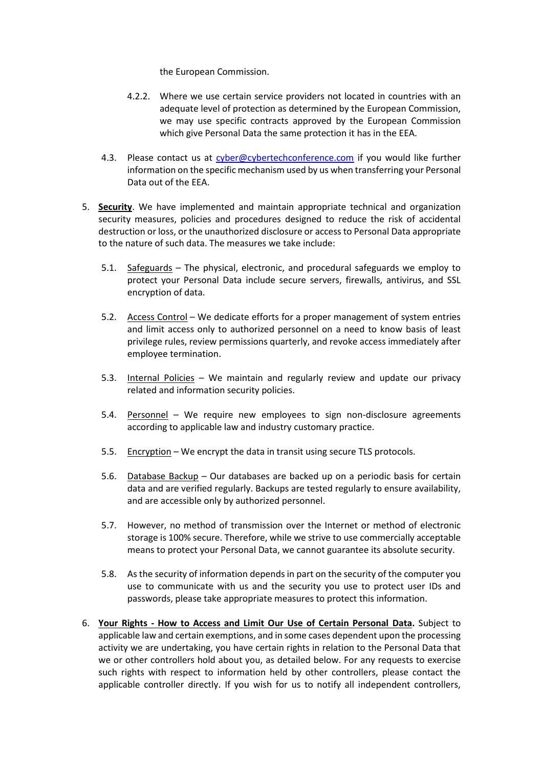the European Commission.

4.2.2. Where we use certain service providers not located in countries with an adequate level of protection as determined by the European Commission, we may use specific contracts approved by the European Commission which give Personal Data the same protection it has in the EEA.

4.3. Please contact us at [cyber@cybertechconference.com](mailto:cyber@cybertechconference.com) if you would like further information on the specific mechanism used by us when transferring your Personal Data out of the EEA.

5. **<u>Security</u>**. We have implemented and maintain appropriate technical and organization security measures, policies and procedures designed to reduce the risk of accidental destruction or loss, or the unauthorized disclosure or access to Personal Data appropriate to the nature of such data. The measures we take include:

   5.1. <u>Safeguards</u> – The physical, electronic, and procedural safeguards we employ to protect your Personal Data include secure servers, firewalls, antivirus, and SSL encryption of data.

   5.2. <u>Access Control</u> – We dedicate efforts for a proper management of system entries and limit access only to authorized personnel on a need to know basis of least privilege rules, review permissions quarterly, and revoke access immediately after employee termination.

   5.3. <u>Internal Policies</u> – We maintain and regularly review and update our privacy related and information security policies.

   5.4. <u>Personnel</u> – We require new employees to sign non-disclosure agreements according to applicable law and industry customary practice.

   5.5. <u>Encryption</u> – We encrypt the data in transit using secure TLS protocols.

   5.6. <u>Database Backup</u> – Our databases are backed up on a periodic basis for certain data and are verified regularly. Backups are tested regularly to ensure availability, and are accessible only by authorized personnel.

   5.7. However, no method of transmission over the Internet or method of electronic storage is 100% secure. Therefore, while we strive to use commercially acceptable means to protect your Personal Data, we cannot guarantee its absolute security.

   5.8. As the security of information depends in part on the security of the computer you use to communicate with us and the security you use to protect user IDs and passwords, please take appropriate measures to protect this information.

6. **<u>Your Rights - How to Access and Limit Our Use of Certain Personal Data</u>.** Subject to applicable law and certain exemptions, and in some cases dependent upon the processing activity we are undertaking, you have certain rights in relation to the Personal Data that we or other controllers hold about you, as detailed below. For any requests to exercise such rights with respect to information held by other controllers, please contact the applicable controller directly. If you wish for us to notify all independent controllers,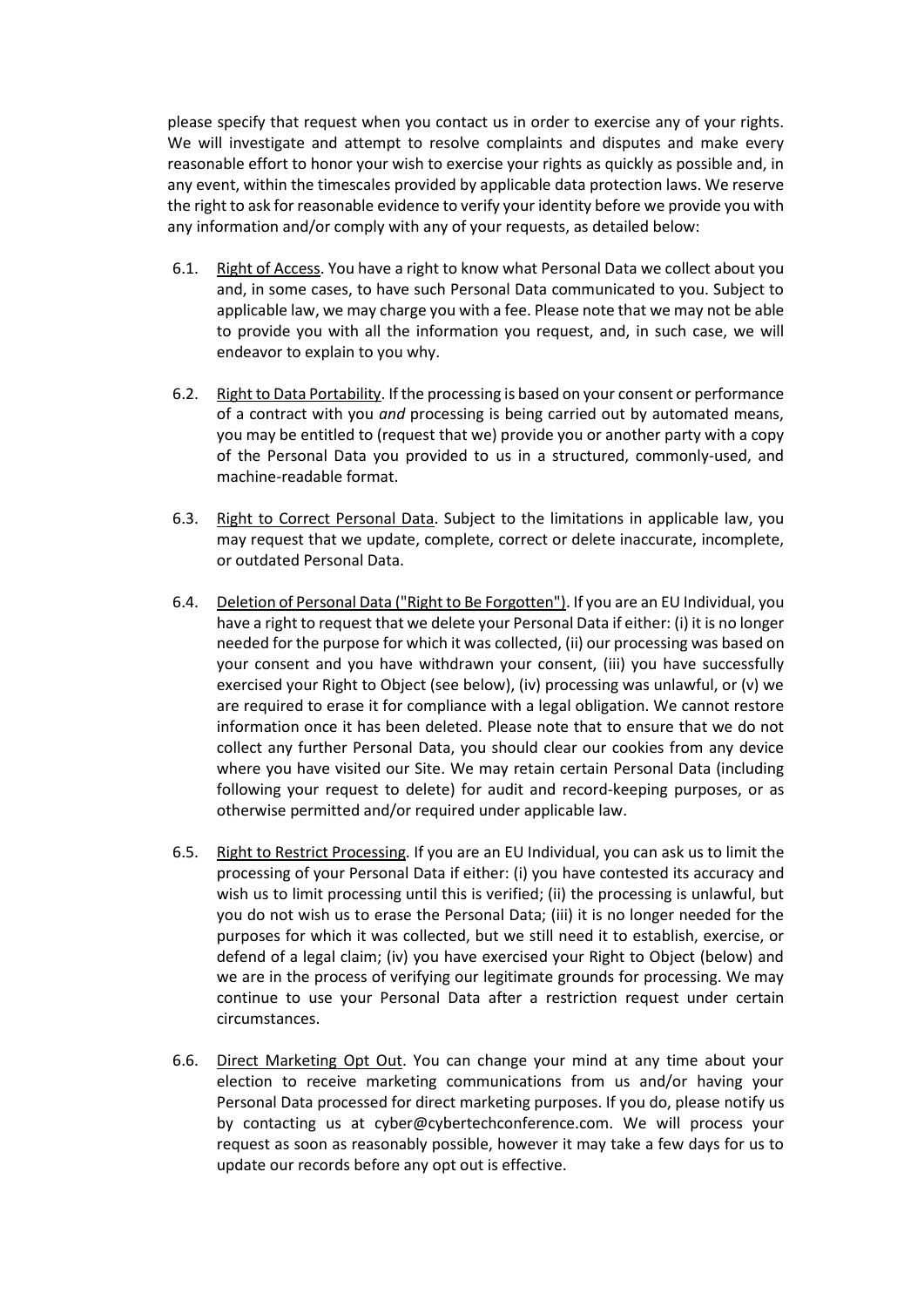please specify that request when you contact us in order to exercise any of your rights. We will investigate and attempt to resolve complaints and disputes and make every reasonable effort to honor your wish to exercise your rights as quickly as possible and, in any event, within the timescales provided by applicable data protection laws. We reserve the right to ask for reasonable evidence to verify your identity before we provide you with any information and/or comply with any of your requests, as detailed below:

6.1. <u>Right of Access</u>. You have a right to know what Personal Data we collect about you and, in some cases, to have such Personal Data communicated to you. Subject to applicable law, we may charge you with a fee. Please note that we may not be able to provide you with all the information you request, and, in such case, we will endeavor to explain to you why.

6.2. <u>Right to Data Portability</u>. If the processing is based on your consent or performance of a contract with you *and* processing is being carried out by automated means, you may be entitled to (request that we) provide you or another party with a copy of the Personal Data you provided to us in a structured, commonly-used, and machine-readable format.

6.3. <u>Right to Correct Personal Data</u>. Subject to the limitations in applicable law, you may request that we update, complete, correct or delete inaccurate, incomplete, or outdated Personal Data.

6.4. <u>Deletion of Personal Data ("Right to Be Forgotten")</u>. If you are an EU Individual, you have a right to request that we delete your Personal Data if either: (i) it is no longer needed for the purpose for which it was collected, (ii) our processing was based on your consent and you have withdrawn your consent, (iii) you have successfully exercised your Right to Object (see below), (iv) processing was unlawful, or (v) we are required to erase it for compliance with a legal obligation. We cannot restore information once it has been deleted. Please note that to ensure that we do not collect any further Personal Data, you should clear our cookies from any device where you have visited our Site. We may retain certain Personal Data (including following your request to delete) for audit and record-keeping purposes, or as otherwise permitted and/or required under applicable law.

6.5. <u>Right to Restrict Processing</u>. If you are an EU Individual, you can ask us to limit the processing of your Personal Data if either: (i) you have contested its accuracy and wish us to limit processing until this is verified; (ii) the processing is unlawful, but you do not wish us to erase the Personal Data; (iii) it is no longer needed for the purposes for which it was collected, but we still need it to establish, exercise, or defend of a legal claim; (iv) you have exercised your Right to Object (below) and we are in the process of verifying our legitimate grounds for processing. We may continue to use your Personal Data after a restriction request under certain circumstances.

6.6. <u>Direct Marketing Opt Out</u>. You can change your mind at any time about your election to receive marketing communications from us and/or having your Personal Data processed for direct marketing purposes. If you do, please notify us by contacting us at cyber@cybertechconference.com. We will process your request as soon as reasonably possible, however it may take a few days for us to update our records before any opt out is effective.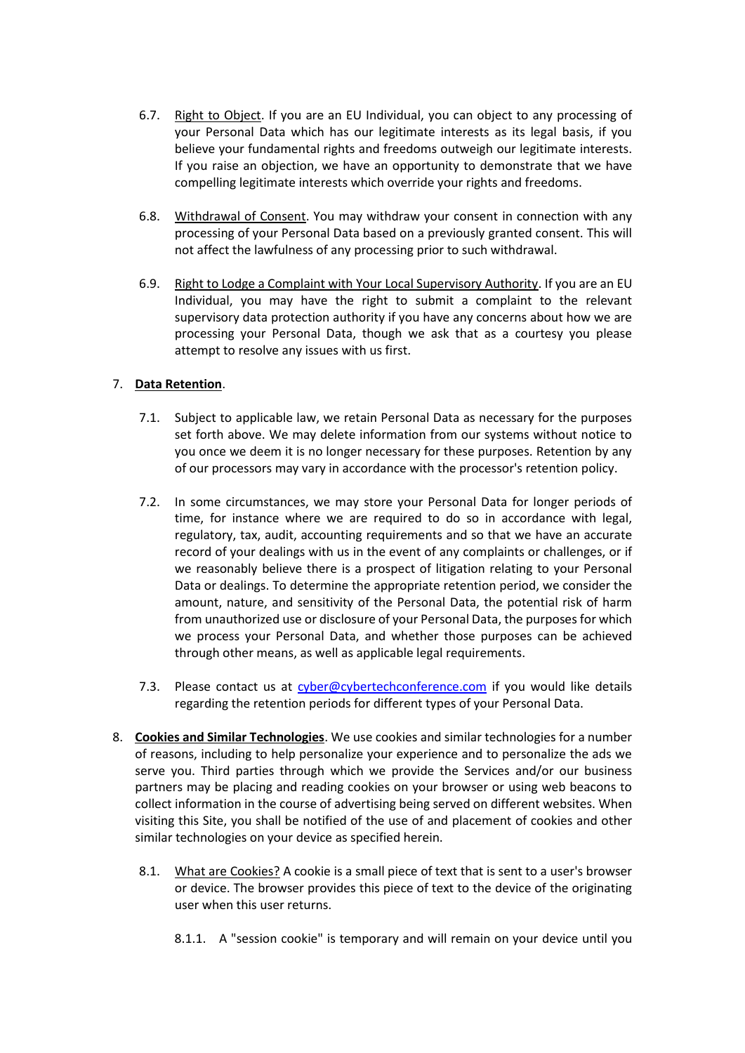6.7. Right to Object. If you are an EU Individual, you can object to any processing of your Personal Data which has our legitimate interests as its legal basis, if you believe your fundamental rights and freedoms outweigh our legitimate interests. If you raise an objection, we have an opportunity to demonstrate that we have compelling legitimate interests which override your rights and freedoms.

6.8. Withdrawal of Consent. You may withdraw your consent in connection with any processing of your Personal Data based on a previously granted consent. This will not affect the lawfulness of any processing prior to such withdrawal.

6.9. Right to Lodge a Complaint with Your Local Supervisory Authority. If you are an EU Individual, you may have the right to submit a complaint to the relevant supervisory data protection authority if you have any concerns about how we are processing your Personal Data, though we ask that as a courtesy you please attempt to resolve any issues with us first.

7. **Data Retention**.

7.1. Subject to applicable law, we retain Personal Data as necessary for the purposes set forth above. We may delete information from our systems without notice to you once we deem it is no longer necessary for these purposes. Retention by any of our processors may vary in accordance with the processor's retention policy.

7.2. In some circumstances, we may store your Personal Data for longer periods of time, for instance where we are required to do so in accordance with legal, regulatory, tax, audit, accounting requirements and so that we have an accurate record of your dealings with us in the event of any complaints or challenges, or if we reasonably believe there is a prospect of litigation relating to your Personal Data or dealings. To determine the appropriate retention period, we consider the amount, nature, and sensitivity of the Personal Data, the potential risk of harm from unauthorized use or disclosure of your Personal Data, the purposes for which we process your Personal Data, and whether those purposes can be achieved through other means, as well as applicable legal requirements.

7.3. Please contact us at cyber@cybertechconference.com if you would like details regarding the retention periods for different types of your Personal Data.

8. **Cookies and Similar Technologies**. We use cookies and similar technologies for a number of reasons, including to help personalize your experience and to personalize the ads we serve you. Third parties through which we provide the Services and/or our business partners may be placing and reading cookies on your browser or using web beacons to collect information in the course of advertising being served on different websites. When visiting this Site, you shall be notified of the use of and placement of cookies and other similar technologies on your device as specified herein.

8.1. What are Cookies? A cookie is a small piece of text that is sent to a user's browser or device. The browser provides this piece of text to the device of the originating user when this user returns.

8.1.1. A "session cookie" is temporary and will remain on your device until you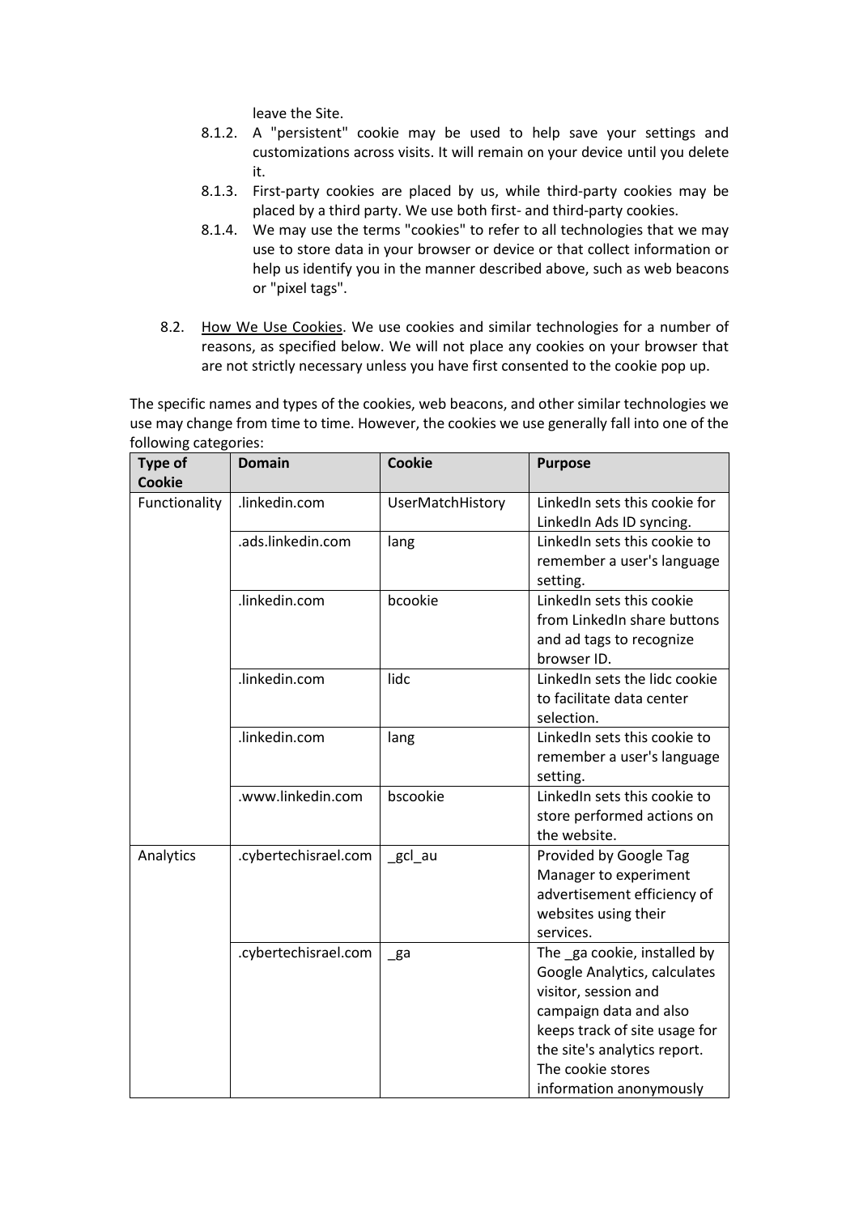leave the Site.

8.1.2. A "persistent" cookie may be used to help save your settings and customizations across visits. It will remain on your device until you delete it.

8.1.3. First-party cookies are placed by us, while third-party cookies may be placed by a third party. We use both first- and third-party cookies.

8.1.4. We may use the terms "cookies" to refer to all technologies that we may use to store data in your browser or device or that collect information or help us identify you in the manner described above, such as web beacons or "pixel tags".

8.2. How We Use Cookies. We use cookies and similar technologies for a number of reasons, as specified below. We will not place any cookies on your browser that are not strictly necessary unless you have first consented to the cookie pop up.

The specific names and types of the cookies, web beacons, and other similar technologies we use may change from time to time. However, the cookies we use generally fall into one of the following categories:

| Type of Cookie | Domain | Cookie | Purpose |
|---|---|---|---|
| Functionality | .linkedin.com | UserMatchHistory | LinkedIn sets this cookie for LinkedIn Ads ID syncing. |
| | .ads.linkedin.com | lang | LinkedIn sets this cookie to remember a user's language setting. |
| | .linkedin.com | bcookie | LinkedIn sets this cookie from LinkedIn share buttons and ad tags to recognize browser ID. |
| | .linkedin.com | lidc | LinkedIn sets the lidc cookie to facilitate data center selection. |
| | .linkedin.com | lang | LinkedIn sets this cookie to remember a user's language setting. |
| | .www.linkedin.com | bscookie | LinkedIn sets this cookie to store performed actions on the website. |
| Analytics | .cybertechisrael.com | _gcl_au | Provided by Google Tag Manager to experiment advertisement efficiency of websites using their services. |
| | .cybertechisrael.com | _ga | The _ga cookie, installed by Google Analytics, calculates visitor, session and campaign data and also keeps track of site usage for the site's analytics report. The cookie stores information anonymously |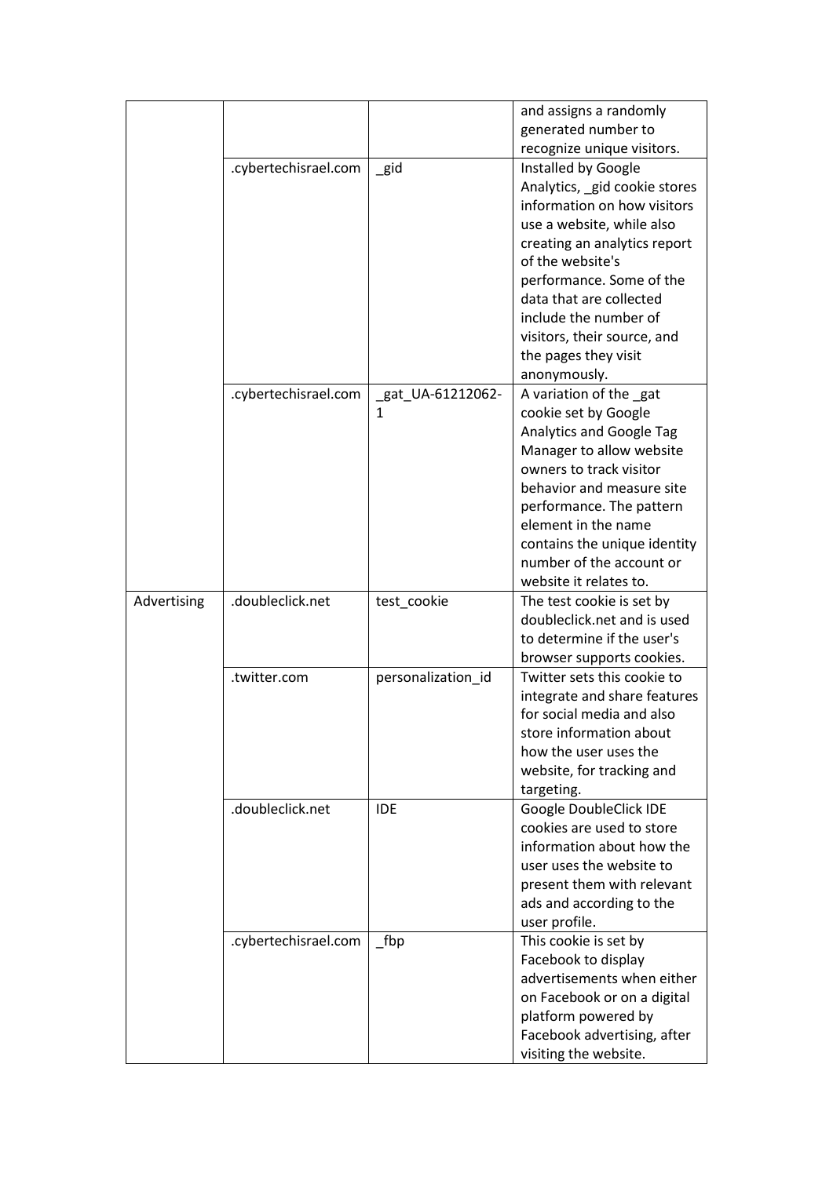| | | | and assigns a randomly generated number to recognize unique visitors. |
|---|---|---|---|
| | .cybertechisrael.com | _gid | Installed by Google Analytics, _gid cookie stores information on how visitors use a website, while also creating an analytics report of the website's performance. Some of the data that are collected include the number of visitors, their source, and the pages they visit anonymously. |
| | .cybertechisrael.com | _gat_UA-61212062-1 | A variation of the _gat cookie set by Google Analytics and Google Tag Manager to allow website owners to track visitor behavior and measure site performance. The pattern element in the name contains the unique identity number of the account or website it relates to. |
| Advertising | .doubleclick.net | test_cookie | The test cookie is set by doubleclick.net and is used to determine if the user's browser supports cookies. |
| | .twitter.com | personalization_id | Twitter sets this cookie to integrate and share features for social media and also store information about how the user uses the website, for tracking and targeting. |
| | .doubleclick.net | IDE | Google DoubleClick IDE cookies are used to store information about how the user uses the website to present them with relevant ads and according to the user profile. |
| | .cybertechisrael.com | _fbp | This cookie is set by Facebook to display advertisements when either on Facebook or on a digital platform powered by Facebook advertising, after visiting the website. |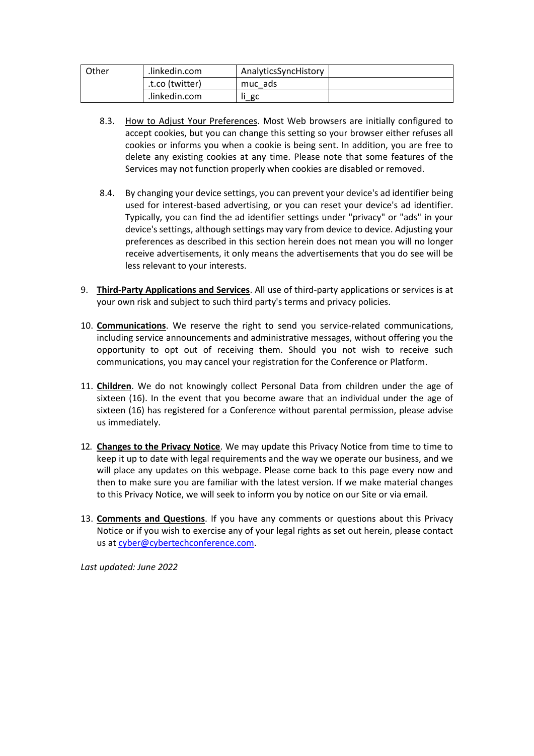| | | | |
|---|---|---|---|
| Other | .linkedin.com | AnalyticsSyncHistory | |
| | .t.co (twitter) | muc_ads | |
| | .linkedin.com | li_gc | |

8.3. How to Adjust Your Preferences. Most Web browsers are initially configured to accept cookies, but you can change this setting so your browser either refuses all cookies or informs you when a cookie is being sent. In addition, you are free to delete any existing cookies at any time. Please note that some features of the Services may not function properly when cookies are disabled or removed.

8.4. By changing your device settings, you can prevent your device's ad identifier being used for interest-based advertising, or you can reset your device's ad identifier. Typically, you can find the ad identifier settings under "privacy" or "ads" in your device's settings, although settings may vary from device to device. Adjusting your preferences as described in this section herein does not mean you will no longer receive advertisements, it only means the advertisements that you do see will be less relevant to your interests.

9. **Third-Party Applications and Services**. All use of third-party applications or services is at your own risk and subject to such third party's terms and privacy policies.

10. **Communications**. We reserve the right to send you service-related communications, including service announcements and administrative messages, without offering you the opportunity to opt out of receiving them. Should you not wish to receive such communications, you may cancel your registration for the Conference or Platform.

11. **Children**. We do not knowingly collect Personal Data from children under the age of sixteen (16). In the event that you become aware that an individual under the age of sixteen (16) has registered for a Conference without parental permission, please advise us immediately.

12. **Changes to the Privacy Notice**. We may update this Privacy Notice from time to time to keep it up to date with legal requirements and the way we operate our business, and we will place any updates on this webpage. Please come back to this page every now and then to make sure you are familiar with the latest version. If we make material changes to this Privacy Notice, we will seek to inform you by notice on our Site or via email.

13. **Comments and Questions**. If you have any comments or questions about this Privacy Notice or if you wish to exercise any of your legal rights as set out herein, please contact us at cyber@cybertechconference.com.

*Last updated: June 2022*